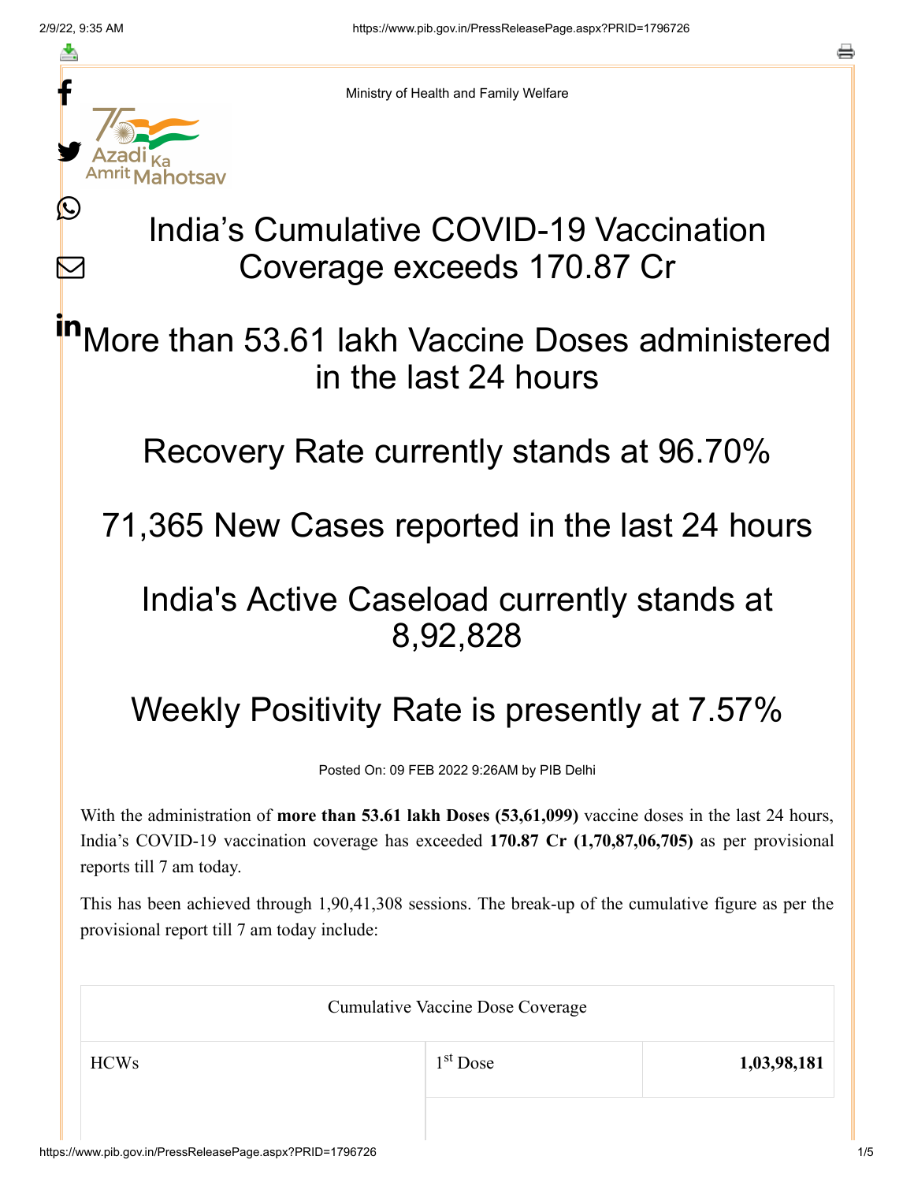Ministry of Health and Family Welfare

# India’s Cumulative COVID-19 Vaccination Coverage exceeds 170.87 Cr

## More than 53.61 lakh Vaccine Doses administered in the last 24 hours

## Recovery Rate currently stands at 96.70%

## 71,365 New Cases reported in the last 24 hours

## India's Active Caseload currently stands at 8,92,828

## Weekly Positivity Rate is presently at 7.57%

Posted On: 09 FEB 2022 9:26AM by PIB Delhi

With the administration of **more than 53.61 lakh Doses (53,61,099)** vaccine doses in the last 24 hours, India’s COVID-19 vaccination coverage has exceeded **170.87 Cr (1,70,87,06,705)** as per provisional reports till 7 am today.

This has been achieved through 1,90,41,308 sessions. The break-up of the cumulative figure as per the provisional report till 7 am today include:

| Cumulative Vaccine Dose Coverage | | |
|---|---|---|
| HCWs | 1st Dose | **1,03,98,181** |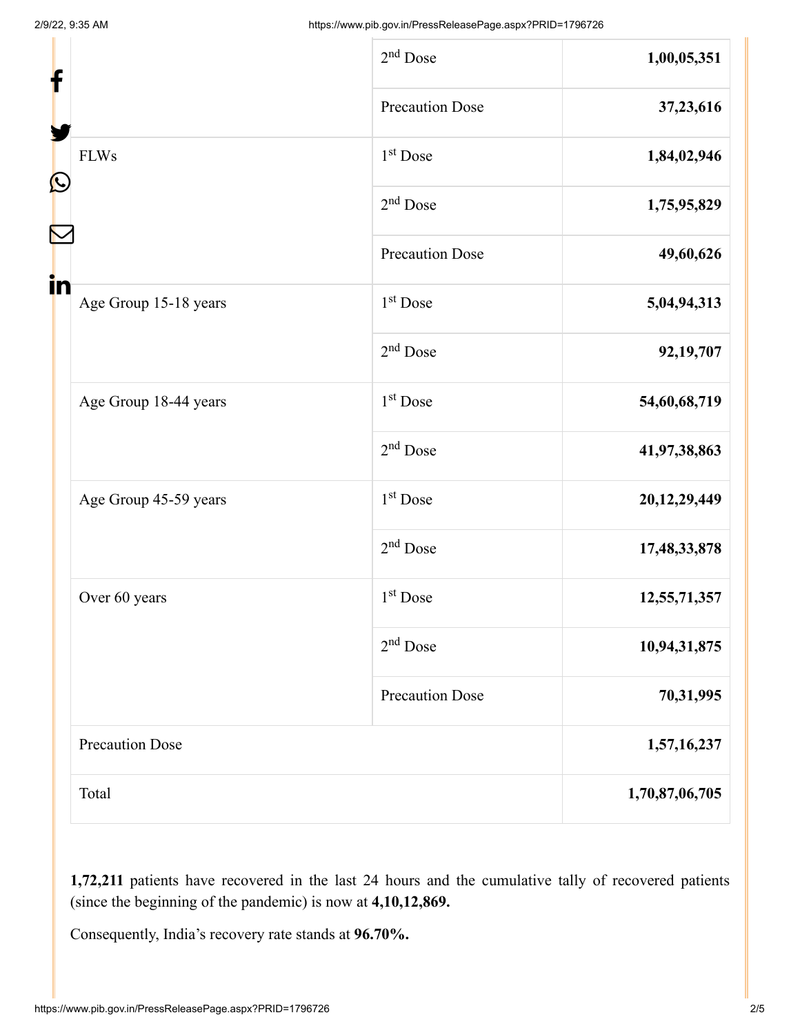| | | |
|---|---|---|
| | 2nd Dose | **1,00,05,351** |
| | Precaution Dose | **37,23,616** |
| FLWs | 1st Dose | **1,84,02,946** |
| | 2nd Dose | **1,75,95,829** |
| | Precaution Dose | **49,60,626** |
| Age Group 15-18 years | 1st Dose | **5,04,94,313** |
| | 2nd Dose | **92,19,707** |
| Age Group 18-44 years | 1st Dose | **54,60,68,719** |
| | 2nd Dose | **41,97,38,863** |
| Age Group 45-59 years | 1st Dose | **20,12,29,449** |
| | 2nd Dose | **17,48,33,878** |
| Over 60 years | 1st Dose | **12,55,71,357** |
| | 2nd Dose | **10,94,31,875** |
| | Precaution Dose | **70,31,995** |
| Precaution Dose | | **1,57,16,237** |
| Total | | **1,70,87,06,705** |

**1,72,211** patients have recovered in the last 24 hours and the cumulative tally of recovered patients (since the beginning of the pandemic) is now at **4,10,12,869.**

Consequently, India's recovery rate stands at **96.70%.**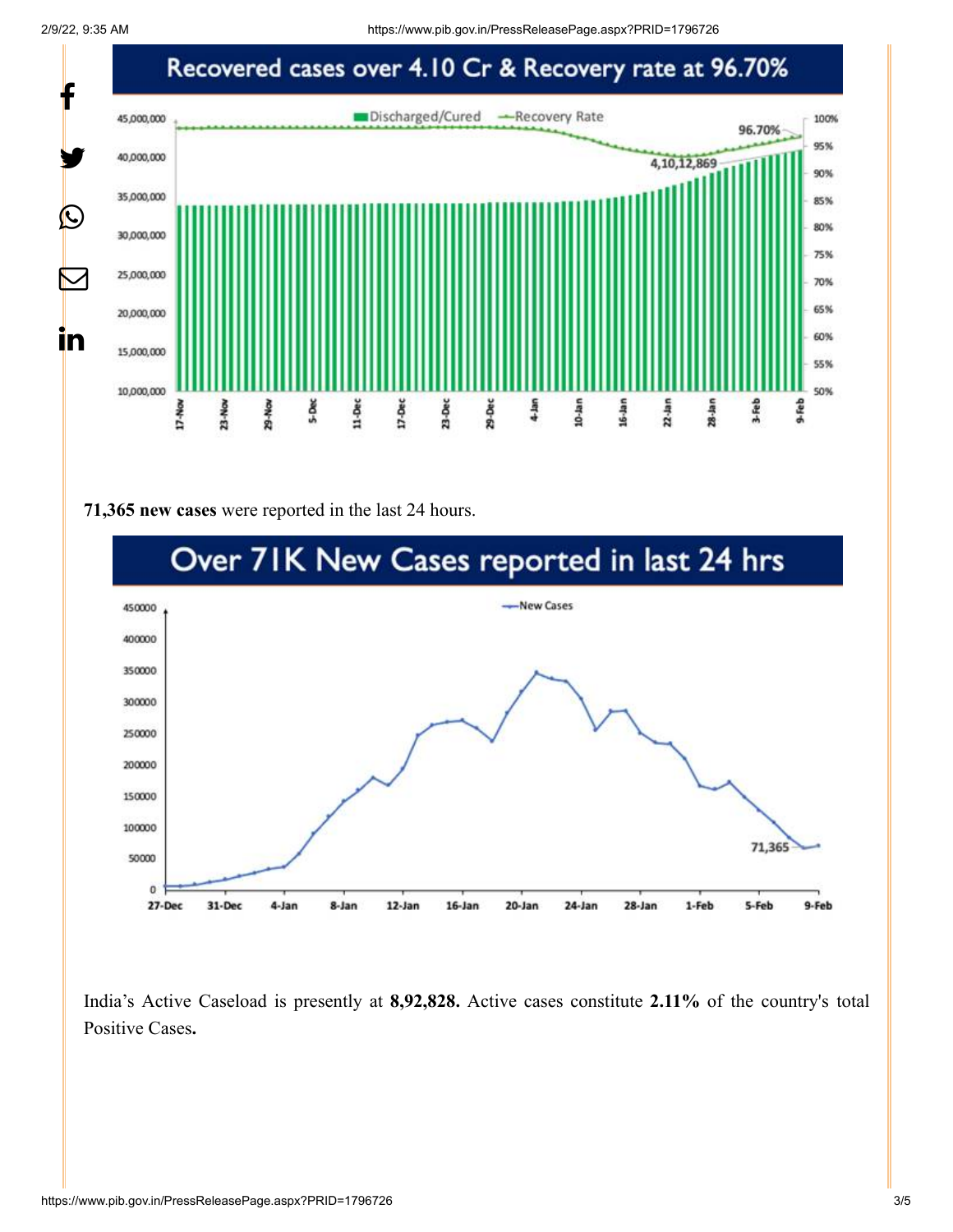## Recovered cases over 4.10 Cr & Recovery rate at 96.70%

**71,365 new cases** were reported in the last 24 hours.

## Over 71K New Cases reported in last 24 hrs

India's Active Caseload is presently at **8,92,828.** Active cases constitute **2.11%** of the country's total Positive Cases**.**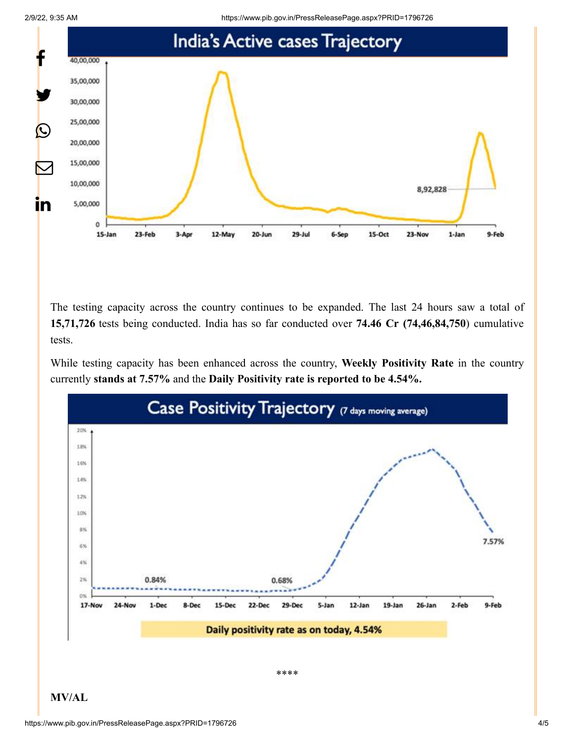The testing capacity across the country continues to be expanded. The last 24 hours saw a total of **15,71,726** tests being conducted. India has so far conducted over **74.46 Cr (74,46,84,750)** cumulative tests.

While testing capacity has been enhanced across the country, **Weekly Positivity Rate** in the country currently **stands at 7.57%** and the **Daily Positivity rate is reported to be 4.54%.**

****

**MV/AL**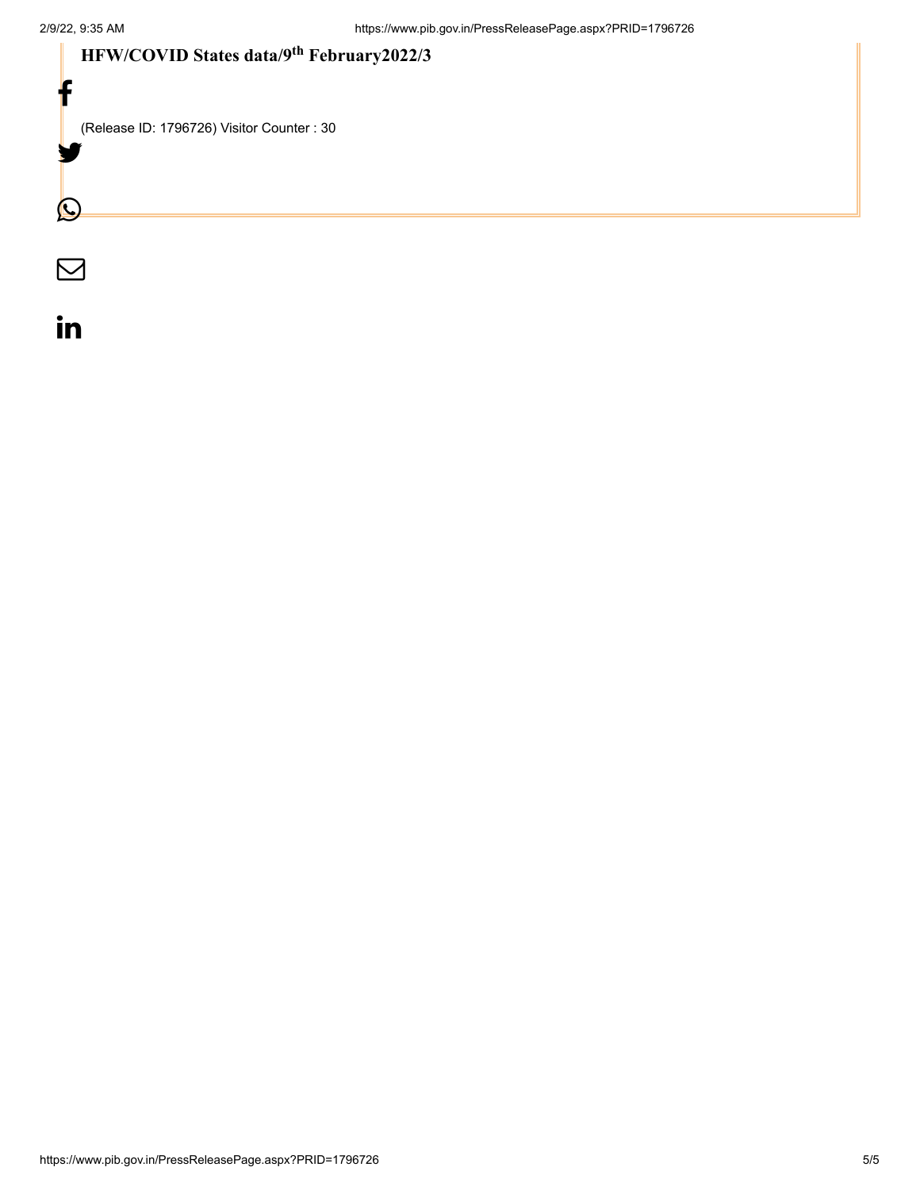**HFW/COVID States data/9th February2022/3**

(Release ID: 1796726) Visitor Counter : 30